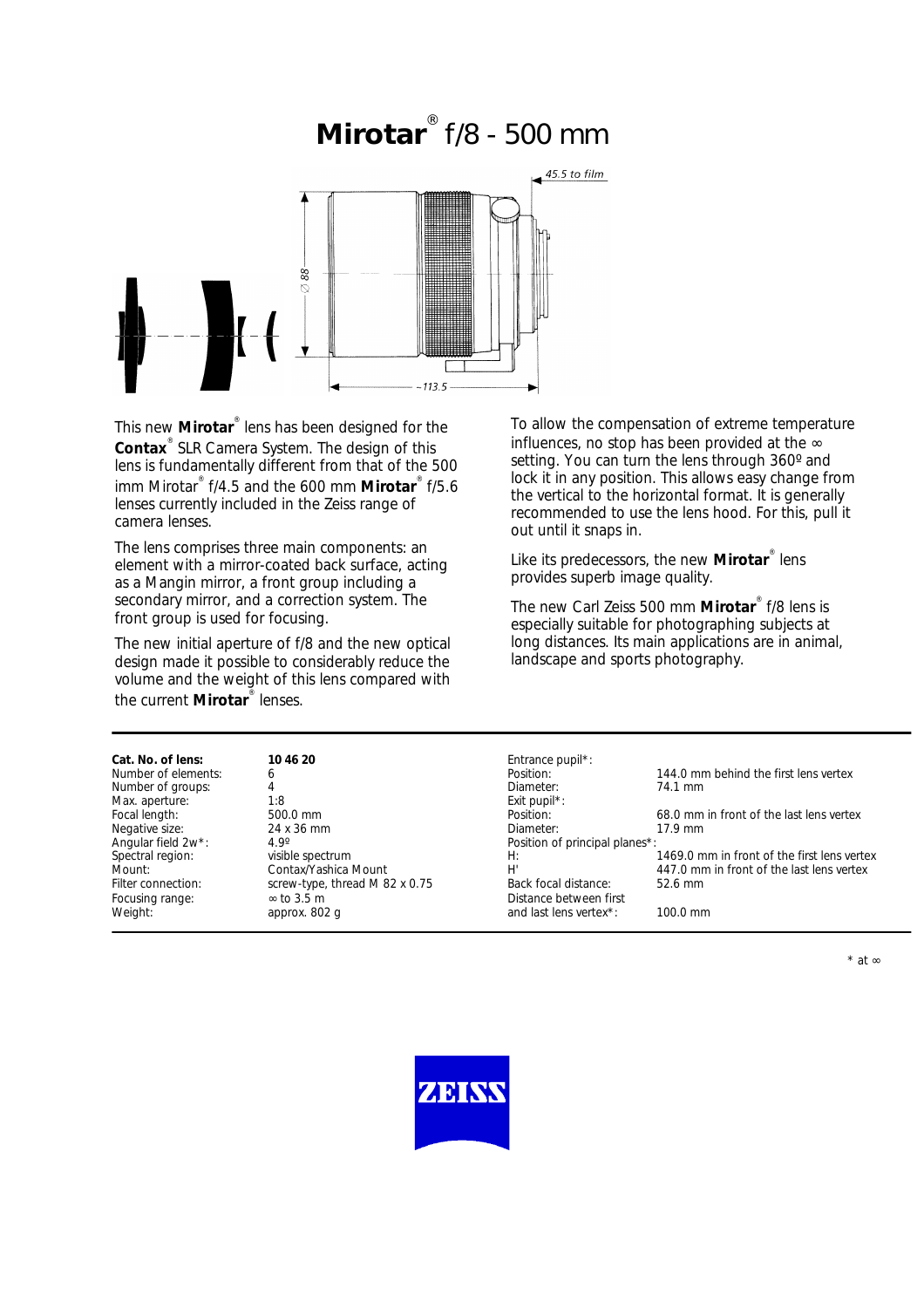# **Mirotar**® f/8 - 500 mm

This new **Mirotar**® lens has been designed for the **Contax**® SLR Camera System. The design of this lens is fundamentally different from that of the 500 imm Mirotar® f/4.5 and the 600 mm **Mirotar**® f/5.6 lenses currently included in the Zeiss range of camera lenses.

The lens comprises three main components: an element with a mirror-coated back surface, acting as a Mangin mirror, a front group including a secondary mirror, and a correction system. The front group is used for focusing.

The new initial aperture of f/8 and the new optical design made it possible to considerably reduce the volume and the weight of this lens compared with the current **Mirotar**® lenses.

To allow the compensation of extreme temperature influences, no stop has been provided at the ∞ setting. You can turn the lens through 360º and lock it in any position. This allows easy change from the vertical to the horizontal format. It is generally recommended to use the lens hood. For this, pull it out until it snaps in.

Like its predecessors, the new **Mirotar**® lens provides superb image quality.

The new Carl Zeiss 500 mm **Mirotar**® f/8 lens is especially suitable for photographing subjects at long distances. Its main applications are in animal, landscape and sports photography.

| | |
|---|---|
| **Cat. No. of lens:** | **10 46 20** |
| Number of elements: | 6 |
| Number of groups: | 4 |
| Max. aperture: | 1:8 |
| Focal length: | 500.0 mm |
| Negative size: | 24 x 36 mm |
| Angular field 2w*: | 4.9º |
| Spectral region: | visible spectrum |
| Mount: | Contax/Yashica Mount |
| Filter connection: | screw-type, thread M 82 x 0.75 |
| Focusing range: | ∞ to 3.5 m |
| Weight: | approx. 802 g |

| | |
|---|---|
| Entrance pupil*: | |
| Position: | 144.0 mm behind the first lens vertex |
| Diameter: | 74.1 mm |
| Exit pupil*: | |
| Position: | 68.0 mm in front of the last lens vertex |
| Diameter: | 17.9 mm |
| Position of principal planes*: | |
| H: | 1469.0 mm in front of the first lens vertex |
| H': | 447.0 mm in front of the last lens vertex |
| Back focal distance: | 52.6 mm |
| Distance between first and last lens vertex*: | 100.0 mm |

\* at ∞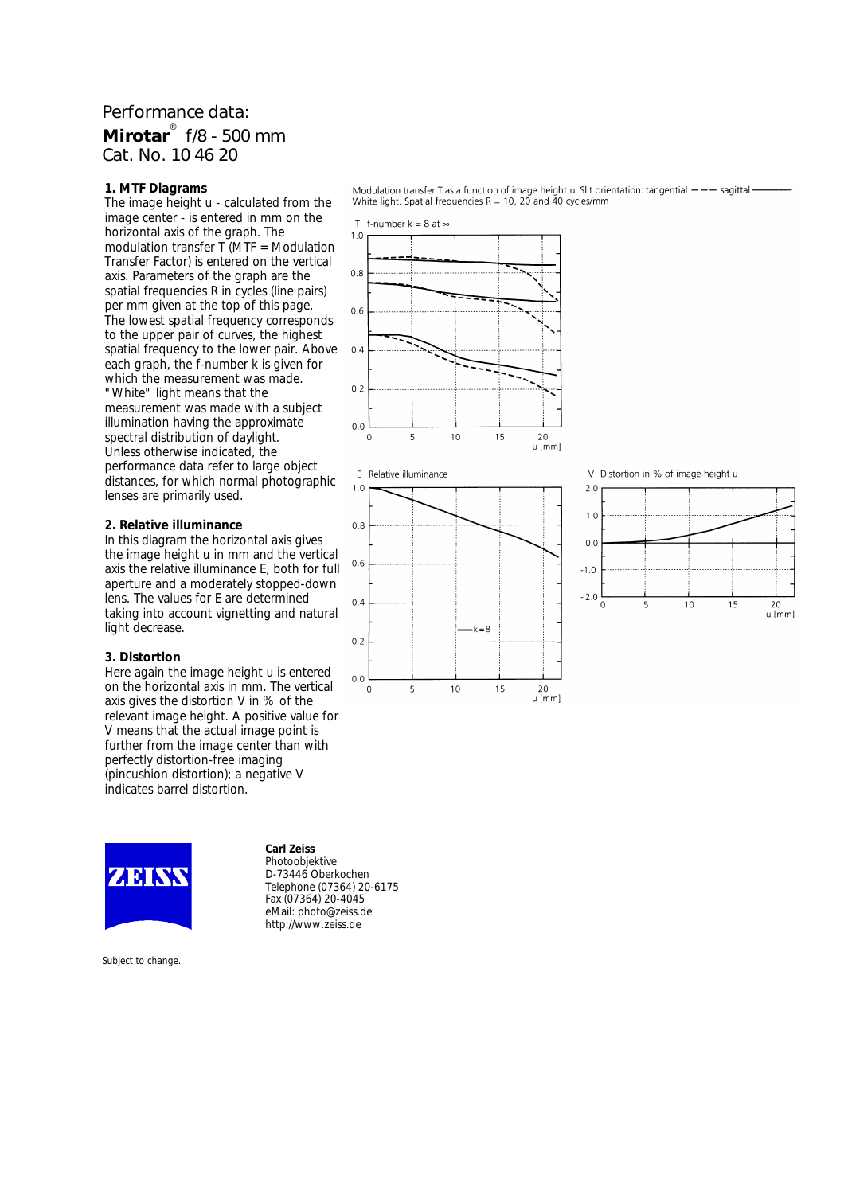Performance data:

**Mirotar**® f/8 - 500 mm

Cat. No. 10 46 20

## 1. MTF Diagrams

The image height u - calculated from the image center - is entered in mm on the horizontal axis of the graph. The modulation transfer T (MTF = Modulation Transfer Factor) is entered on the vertical axis. Parameters of the graph are the spatial frequencies R in cycles (line pairs) per mm given at the top of this page. The lowest spatial frequency corresponds to the upper pair of curves, the highest spatial frequency to the lower pair. Above each graph, the f-number k is given for which the measurement was made. "White" light means that the measurement was made with a subject illumination having the approximate spectral distribution of daylight. Unless otherwise indicated, the performance data refer to large object distances, for which normal photographic lenses are primarily used.

## 2. Relative illuminance

In this diagram the horizontal axis gives the image height u in mm and the vertical axis the relative illuminance E, both for full aperture and a moderately stopped-down lens. The values for E are determined taking into account vignetting and natural light decrease.

## 3. Distortion

Here again the image height u is entered on the horizontal axis in mm. The vertical axis gives the distortion V in % of the relevant image height. A positive value for V means that the actual image point is further from the image center than with perfectly distortion-free imaging (pincushion distortion); a negative V indicates barrel distortion.

Modulation transfer T as a function of image height u. Slit orientation: tangential – – – sagittal ———
White light. Spatial frequencies R = 10, 20 and 40 cycles/mm

T f-number k = 8 at ∞

1.0
0.8
0.6
0.4
0.2
0.0
0 5 10 15 20
u [mm]

E Relative illuminance

1.0
0.8
0.6
0.4
0.2
0.0
0 5 10 15 20
u [mm]
k=8

V Distortion in % of image height u

2.0
1.0
0.0
-1.0
-2.0
0 5 10 15 20
u [mm]

**Carl Zeiss**
Photoobjektive
D-73446 Oberkochen
Telephone (07364) 20-6175
Fax (07364) 20-4045
eMail: photo@zeiss.de
http://www.zeiss.de

Subject to change.